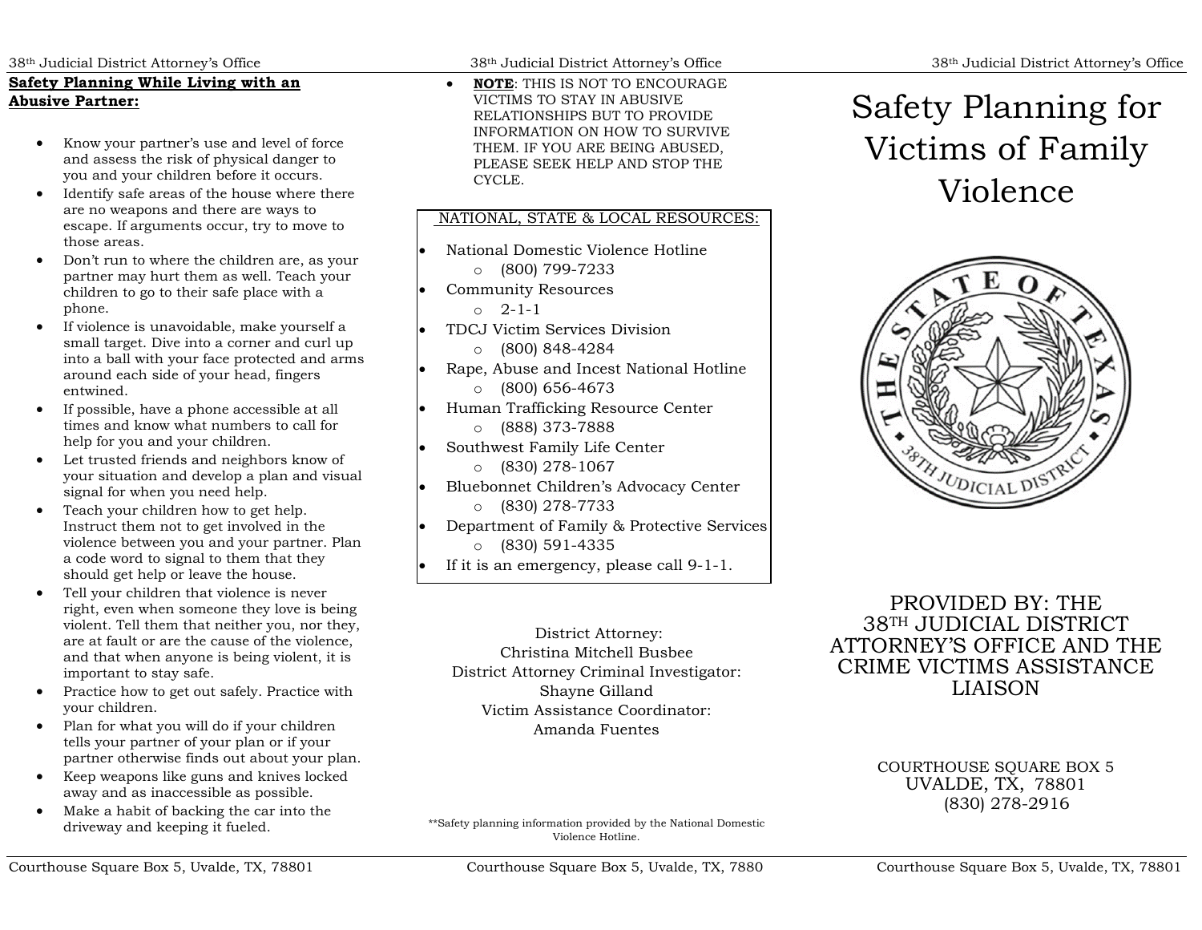## Safety Planning While Living with an Abusive Partner:

- Know your partner's use and level of force and assess the risk of physical danger to you and your children before it occurs.
- Identify safe areas of the house where there are no weapons and there are ways to escape. If arguments occur, try to move to those areas.
- Don't run to where the children are, as your partner may hurt them as well. Teach your children to go to their safe place with a phone.
- If violence is unavoidable, make yourself a small target. Dive into a corner and curl up into a ball with your face protected and arms around each side of your head, fingers entwined.
- If possible, have a phone accessible at all times and know what numbers to call for help for you and your children.
- Let trusted friends and neighbors know of your situation and develop a plan and visual signal for when you need help.
- Teach your children how to get help. Instruct them not to get involved in the violence between you and your partner. Plan a code word to signal to them that they should get help or leave the house.
- Tell your children that violence is never right, even when someone they love is being violent. Tell them that neither you, nor they, are at fault or are the cause of the violence, and that when anyone is being violent, it is important to stay safe.
- Practice how to get out safely. Practice with your children.
- Plan for what you will do if your children tells your partner of your plan or if your partner otherwise finds out about your plan.
- Keep weapons like guns and knives locked away and as inaccessible as possible.
- Make a habit of backing the car into the driveway and keeping it fueled.
- **NOTE**: THIS IS NOT TO ENCOURAGE VICTIMS TO STAY IN ABUSIVE RELATIONSHIPS BUT TO PROVIDE INFORMATION ON HOW TO SURVIVE THEM. IF YOU ARE BEING ABUSED, PLEASE SEEK HELP AND STOP THE CYCLE.

NATIONAL, STATE & LOCAL RESOURCES:

- National Domestic Violence Hotline
  - (800) 799-7233
- Community Resources
  - 2-1-1
- TDCJ Victim Services Division
  - (800) 848-4284
- Rape, Abuse and Incest National Hotline
  - (800) 656-4673
- Human Trafficking Resource Center
  - (888) 373-7888
- Southwest Family Life Center
  - (830) 278-1067
- Bluebonnet Children's Advocacy Center
  - (830) 278-7733
- Department of Family & Protective Services
  - (830) 591-4335
- If it is an emergency, please call 9-1-1.

District Attorney:
Christina Mitchell Busbee
District Attorney Criminal Investigator:
Shayne Gilland
Victim Assistance Coordinator:
Amanda Fuentes

**Safety planning information provided by the National Domestic Violence Hotline.

# Safety Planning for Victims of Family Violence

THE STATE OF TEXAS
38TH JUDICIAL DISTRICT

PROVIDED BY: THE 38TH JUDICIAL DISTRICT ATTORNEY'S OFFICE AND THE CRIME VICTIMS ASSISTANCE LIAISON

COURTHOUSE SQUARE BOX 5
UVALDE, TX, 78801
(830) 278-2916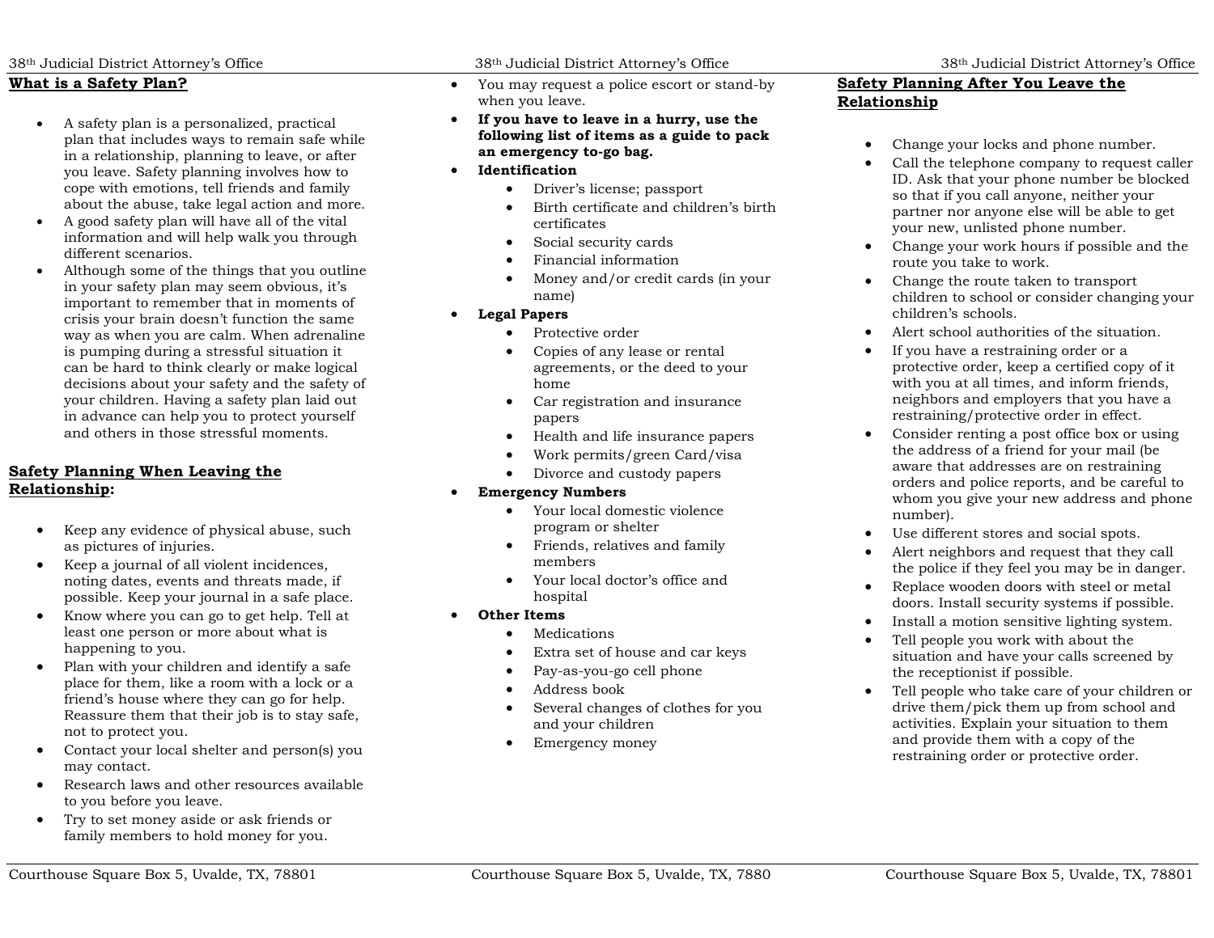## What is a Safety Plan?

- A safety plan is a personalized, practical plan that includes ways to remain safe while in a relationship, planning to leave, or after you leave. Safety planning involves how to cope with emotions, tell friends and family about the abuse, take legal action and more.
- A good safety plan will have all of the vital information and will help walk you through different scenarios.
- Although some of the things that you outline in your safety plan may seem obvious, it's important to remember that in moments of crisis your brain doesn't function the same way as when you are calm. When adrenaline is pumping during a stressful situation it can be hard to think clearly or make logical decisions about your safety and the safety of your children. Having a safety plan laid out in advance can help you to protect yourself and others in those stressful moments.

## Safety Planning When Leaving the Relationship:

- Keep any evidence of physical abuse, such as pictures of injuries.
- Keep a journal of all violent incidences, noting dates, events and threats made, if possible. Keep your journal in a safe place.
- Know where you can go to get help. Tell at least one person or more about what is happening to you.
- Plan with your children and identify a safe place for them, like a room with a lock or a friend's house where they can go for help. Reassure them that their job is to stay safe, not to protect you.
- Contact your local shelter and person(s) you may contact.
- Research laws and other resources available to you before you leave.
- Try to set money aside or ask friends or family members to hold money for you.
- You may request a police escort or stand-by when you leave.
- **If you have to leave in a hurry, use the following list of items as a guide to pack an emergency to-go bag.**
- **Identification**
  - Driver's license; passport
  - Birth certificate and children's birth certificates
  - Social security cards
  - Financial information
  - Money and/or credit cards (in your name)
- **Legal Papers**
  - Protective order
  - Copies of any lease or rental agreements, or the deed to your home
  - Car registration and insurance papers
  - Health and life insurance papers
  - Work permits/green Card/visa
  - Divorce and custody papers
- **Emergency Numbers**
  - Your local domestic violence program or shelter
  - Friends, relatives and family members
  - Your local doctor's office and hospital
- **Other Items**
  - Medications
  - Extra set of house and car keys
  - Pay-as-you-go cell phone
  - Address book
  - Several changes of clothes for you and your children
  - Emergency money

## Safety Planning After You Leave the Relationship

- Change your locks and phone number.
- Call the telephone company to request caller ID. Ask that your phone number be blocked so that if you call anyone, neither your partner nor anyone else will be able to get your new, unlisted phone number.
- Change your work hours if possible and the route you take to work.
- Change the route taken to transport children to school or consider changing your children's schools.
- Alert school authorities of the situation.
- If you have a restraining order or a protective order, keep a certified copy of it with you at all times, and inform friends, neighbors and employers that you have a restraining/protective order in effect.
- Consider renting a post office box or using the address of a friend for your mail (be aware that addresses are on restraining orders and police reports, and be careful to whom you give your new address and phone number).
- Use different stores and social spots.
- Alert neighbors and request that they call the police if they feel you may be in danger.
- Replace wooden doors with steel or metal doors. Install security systems if possible.
- Install a motion sensitive lighting system.
- Tell people you work with about the situation and have your calls screened by the receptionist if possible.
- Tell people who take care of your children or drive them/pick them up from school and activities. Explain your situation to them and provide them with a copy of the restraining order or protective order.